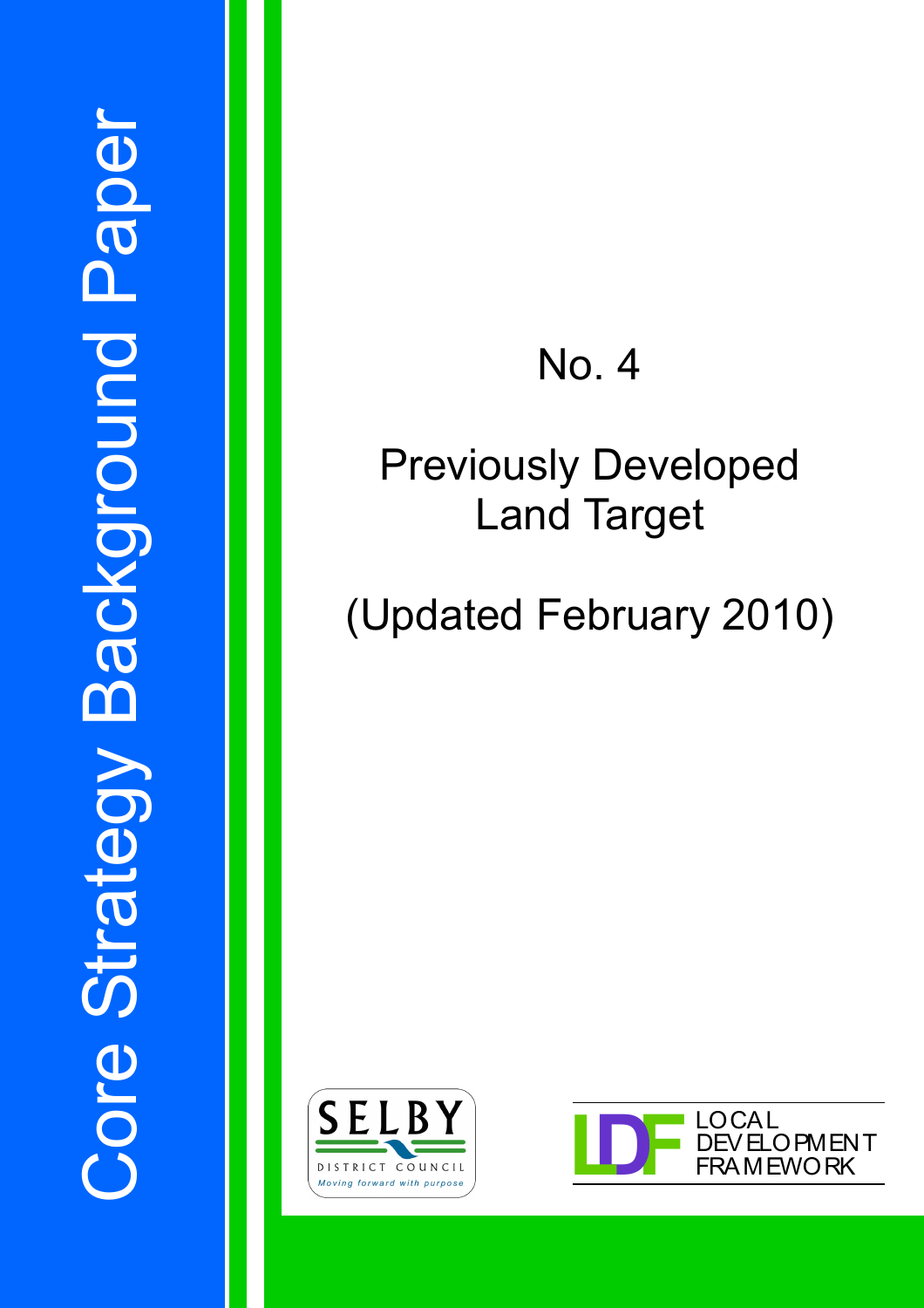# Core Strategy Background Paper

## No. 4

## Previously Developed Land Target

(Updated February 2010)

SELBY DISTRICT COUNCIL
*Moving forward with purpose*

LDF LOCAL DEVELOPMENT FRAMEWORK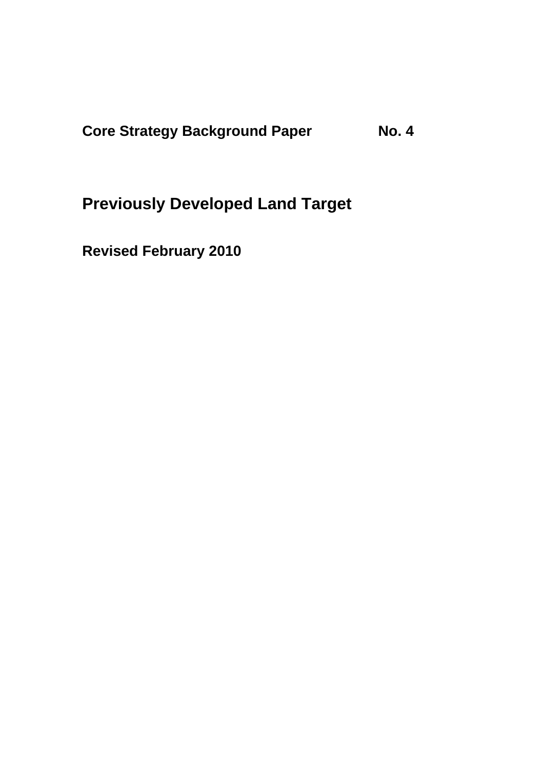**Core Strategy Background Paper No. 4**

# Previously Developed Land Target

**Revised February 2010**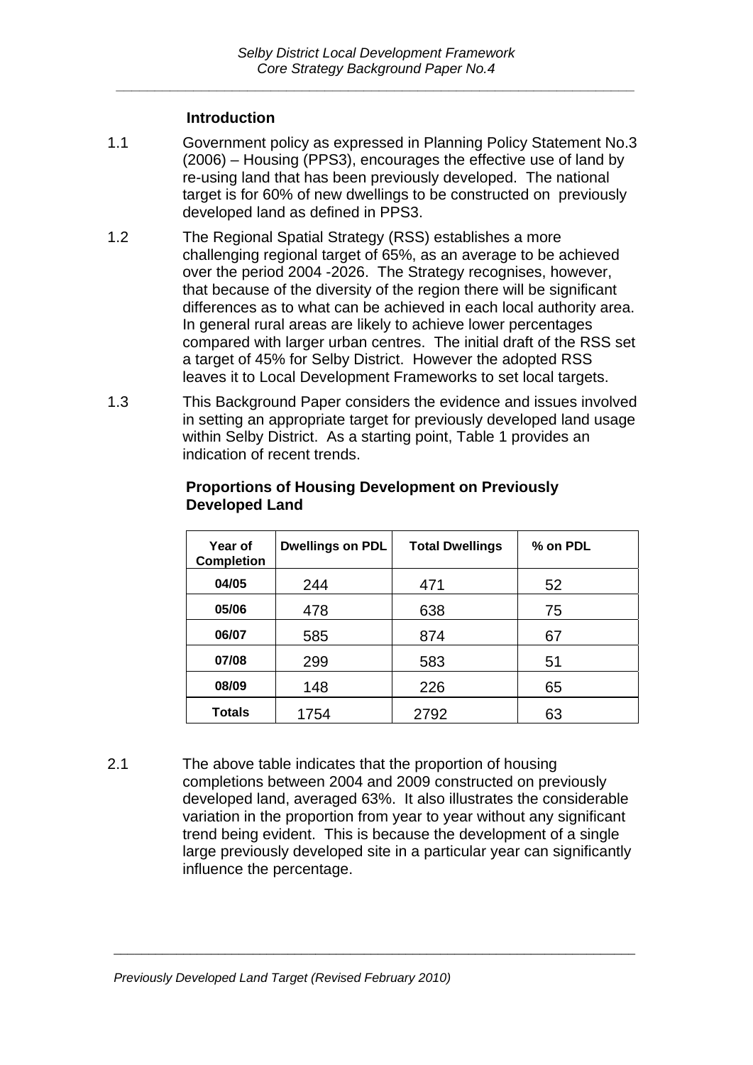## Introduction

1.1 Government policy as expressed in Planning Policy Statement No.3 (2006) – Housing (PPS3), encourages the effective use of land by re-using land that has been previously developed. The national target is for 60% of new dwellings to be constructed on previously developed land as defined in PPS3.

1.2 The Regional Spatial Strategy (RSS) establishes a more challenging regional target of 65%, as an average to be achieved over the period 2004 -2026. The Strategy recognises, however, that because of the diversity of the region there will be significant differences as to what can be achieved in each local authority area. In general rural areas are likely to achieve lower percentages compared with larger urban centres. The initial draft of the RSS set a target of 45% for Selby District. However the adopted RSS leaves it to Local Development Frameworks to set local targets.

1.3 This Background Paper considers the evidence and issues involved in setting an appropriate target for previously developed land usage within Selby District. As a starting point, Table 1 provides an indication of recent trends.

**Proportions of Housing Development on Previously Developed Land**

| Year of Completion | Dwellings on PDL | Total Dwellings | % on PDL |
|---|---|---|---|
| 04/05 | 244 | 471 | 52 |
| 05/06 | 478 | 638 | 75 |
| 06/07 | 585 | 874 | 67 |
| 07/08 | 299 | 583 | 51 |
| 08/09 | 148 | 226 | 65 |
| Totals | 1754 | 2792 | 63 |

2.1 The above table indicates that the proportion of housing completions between 2004 and 2009 constructed on previously developed land, averaged 63%. It also illustrates the considerable variation in the proportion from year to year without any significant trend being evident. This is because the development of a single large previously developed site in a particular year can significantly influence the percentage.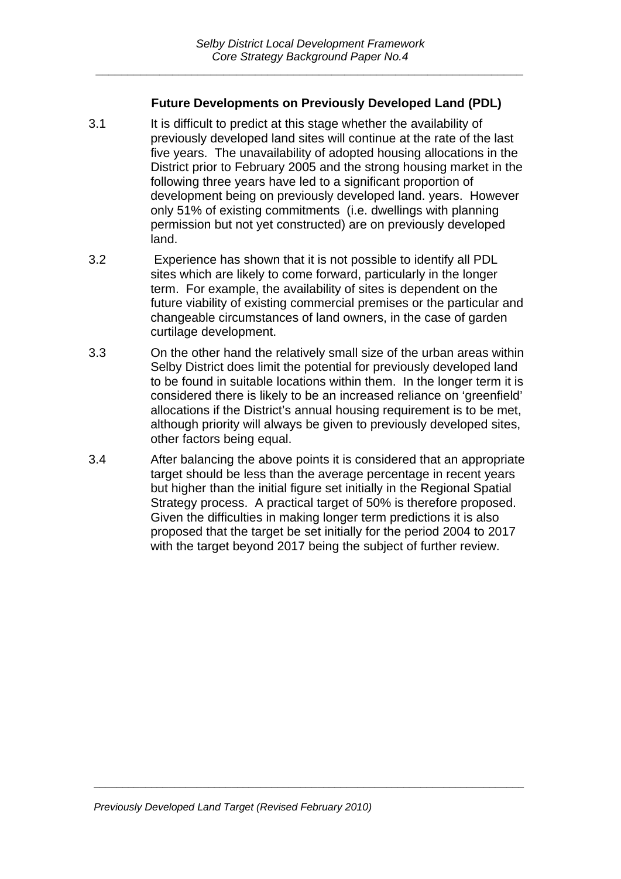### Future Developments on Previously Developed Land (PDL)

3.1 It is difficult to predict at this stage whether the availability of previously developed land sites will continue at the rate of the last five years. The unavailability of adopted housing allocations in the District prior to February 2005 and the strong housing market in the following three years have led to a significant proportion of development being on previously developed land. years. However only 51% of existing commitments (i.e. dwellings with planning permission but not yet constructed) are on previously developed land.

3.2 Experience has shown that it is not possible to identify all PDL sites which are likely to come forward, particularly in the longer term. For example, the availability of sites is dependent on the future viability of existing commercial premises or the particular and changeable circumstances of land owners, in the case of garden curtilage development.

3.3 On the other hand the relatively small size of the urban areas within Selby District does limit the potential for previously developed land to be found in suitable locations within them. In the longer term it is considered there is likely to be an increased reliance on 'greenfield' allocations if the District's annual housing requirement is to be met, although priority will always be given to previously developed sites, other factors being equal.

3.4 After balancing the above points it is considered that an appropriate target should be less than the average percentage in recent years but higher than the initial figure set initially in the Regional Spatial Strategy process. A practical target of 50% is therefore proposed. Given the difficulties in making longer term predictions it is also proposed that the target be set initially for the period 2004 to 2017 with the target beyond 2017 being the subject of further review.